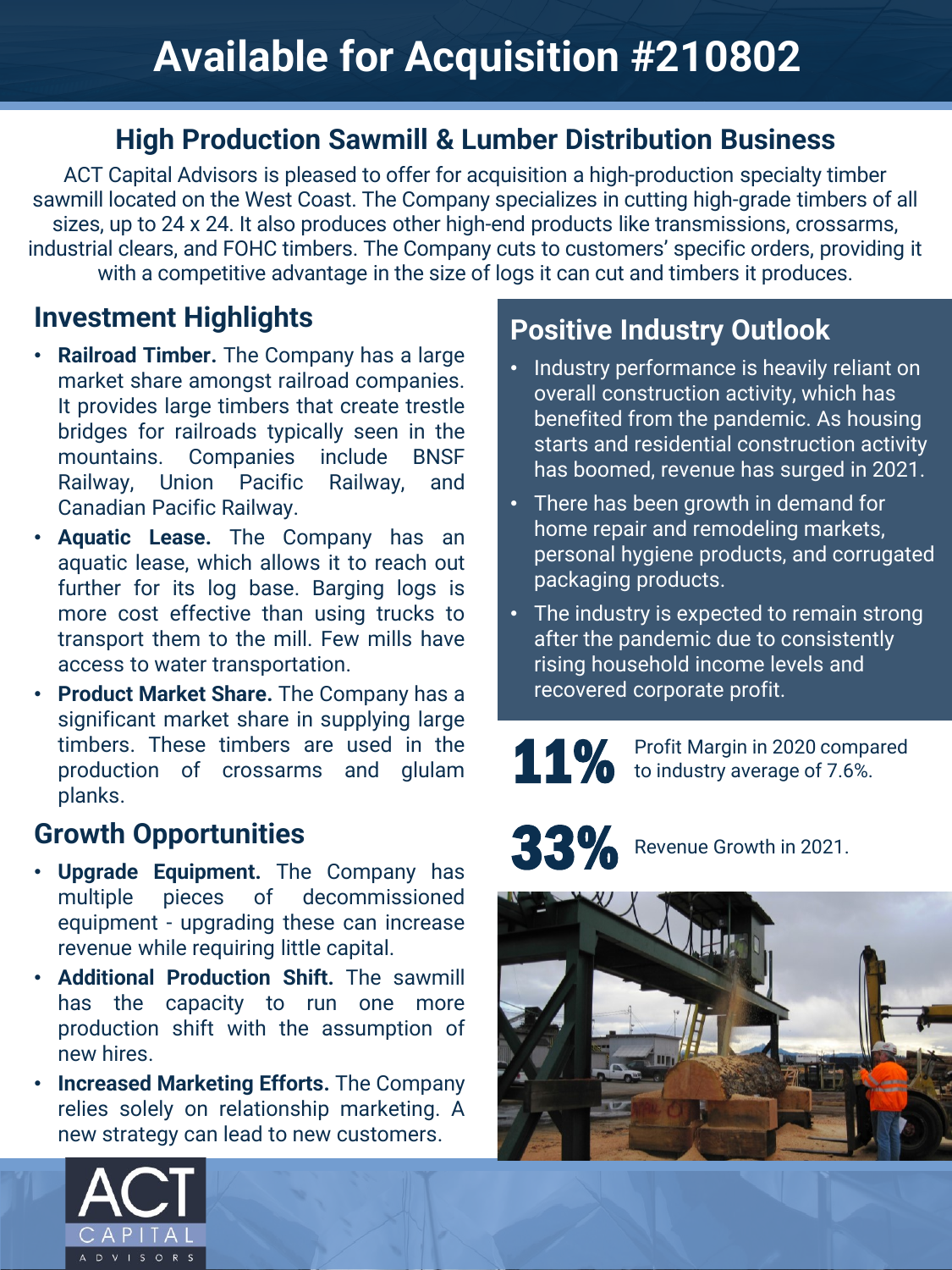# Available for Acquisition #210802

## High Production Sawmill & Lumber Distribution Business

ACT Capital Advisors is pleased to offer for acquisition a high-production specialty timber sawmill located on the West Coast. The Company specializes in cutting high-grade timbers of all sizes, up to 24 x 24. It also produces other high-end products like transmissions, crossarms, industrial clears, and FOHC timbers. The Company cuts to customers' specific orders, providing it with a competitive advantage in the size of logs it can cut and timbers it produces.

## Investment Highlights

- **Railroad Timber.** The Company has a large market share amongst railroad companies. It provides large timbers that create trestle bridges for railroads typically seen in the mountains. Companies include BNSF Railway, Union Pacific Railway, and Canadian Pacific Railway.
- **Aquatic Lease.** The Company has an aquatic lease, which allows it to reach out further for its log base. Barging logs is more cost effective than using trucks to transport them to the mill. Few mills have access to water transportation.
- **Product Market Share.** The Company has a significant market share in supplying large timbers. These timbers are used in the production of crossarms and glulam planks.

## Growth Opportunities

- **Upgrade Equipment.** The Company has multiple pieces of decommissioned equipment - upgrading these can increase revenue while requiring little capital.
- **Additional Production Shift.** The sawmill has the capacity to run one more production shift with the assumption of new hires.
- **Increased Marketing Efforts.** The Company relies solely on relationship marketing. A new strategy can lead to new customers.

## Positive Industry Outlook

- Industry performance is heavily reliant on overall construction activity, which has benefited from the pandemic. As housing starts and residential construction activity has boomed, revenue has surged in 2021.
- There has been growth in demand for home repair and remodeling markets, personal hygiene products, and corrugated packaging products.
- The industry is expected to remain strong after the pandemic due to consistently rising household income levels and recovered corporate profit.

**11%** Profit Margin in 2020 compared to industry average of 7.6%.

**33%** Revenue Growth in 2021.

ACT CAPITAL ADVISORS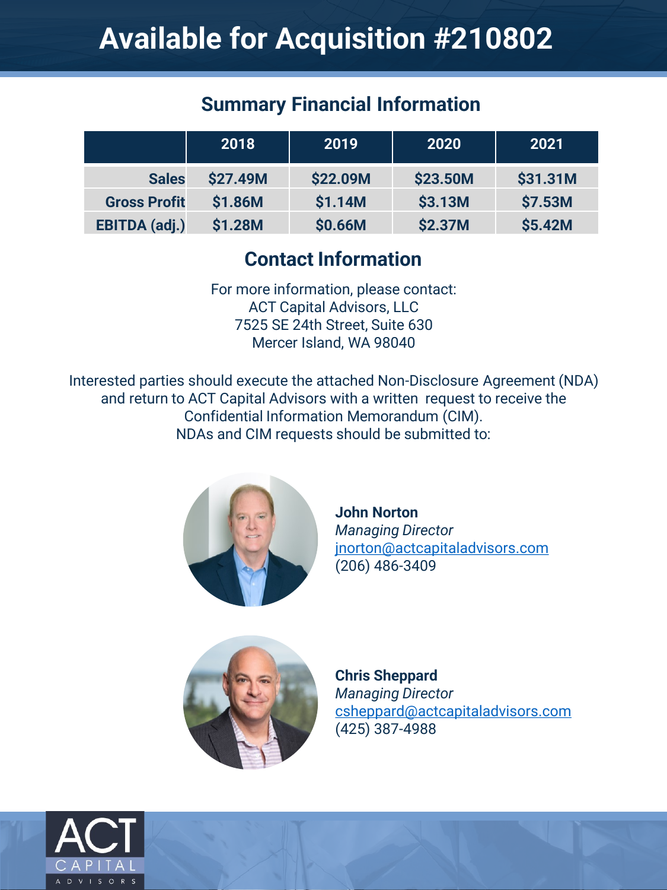# Available for Acquisition #210802

## Summary Financial Information

| | 2018 | 2019 | 2020 | 2021 |
|---|---|---|---|---|
| **Sales** | **$27.49M** | **$22.09M** | **$23.50M** | **$31.31M** |
| **Gross Profit** | **$1.86M** | **$1.14M** | **$3.13M** | **$7.53M** |
| **EBITDA (adj.)** | **$1.28M** | **$0.66M** | **$2.37M** | **$5.42M** |

## Contact Information

For more information, please contact:
ACT Capital Advisors, LLC
7525 SE 24th Street, Suite 630
Mercer Island, WA 98040

Interested parties should execute the attached Non-Disclosure Agreement (NDA) and return to ACT Capital Advisors with a written request to receive the Confidential Information Memorandum (CIM).
NDAs and CIM requests should be submitted to:

**John Norton**
*Managing Director*
jnorton@actcapitaladvisors.com
(206) 486-3409

**Chris Sheppard**
*Managing Director*
csheppard@actcapitaladvisors.com
(425) 387-4988

ACT CAPITAL ADVISORS